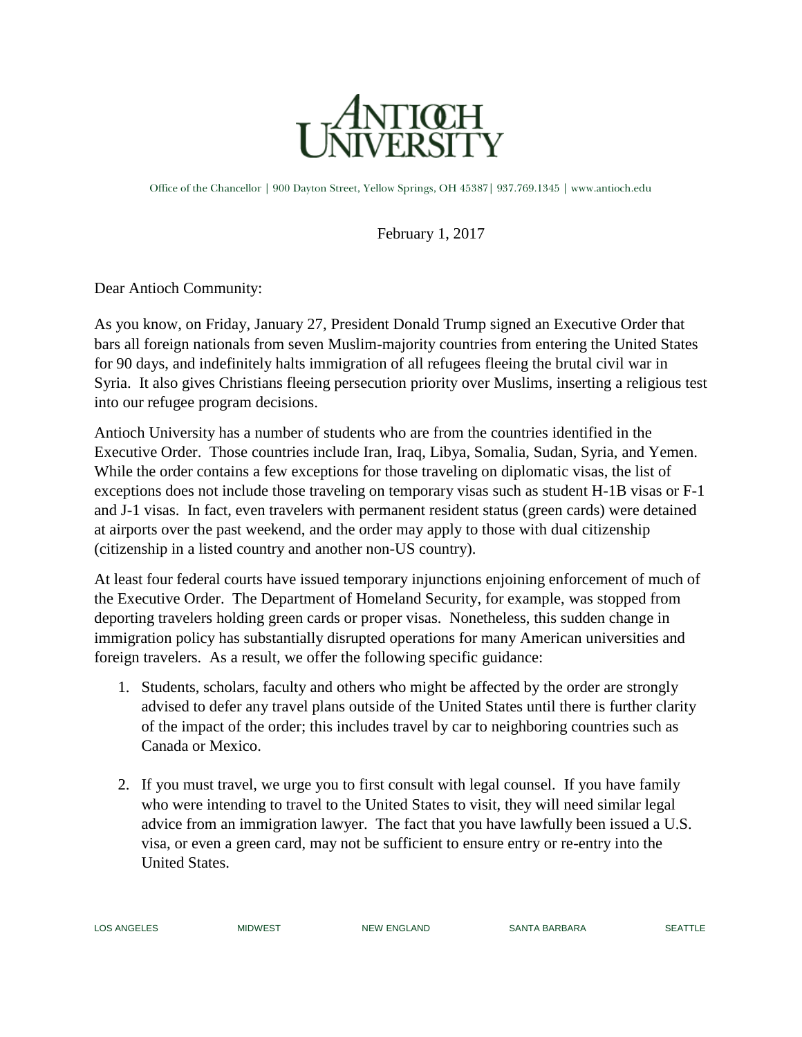# Antioch University

Office of the Chancellor | 900 Dayton Street, Yellow Springs, OH 45387| 937.769.1345 | www.antioch.edu

February 1, 2017

Dear Antioch Community:

As you know, on Friday, January 27, President Donald Trump signed an Executive Order that bars all foreign nationals from seven Muslim-majority countries from entering the United States for 90 days, and indefinitely halts immigration of all refugees fleeing the brutal civil war in Syria. It also gives Christians fleeing persecution priority over Muslims, inserting a religious test into our refugee program decisions.

Antioch University has a number of students who are from the countries identified in the Executive Order. Those countries include Iran, Iraq, Libya, Somalia, Sudan, Syria, and Yemen. While the order contains a few exceptions for those traveling on diplomatic visas, the list of exceptions does not include those traveling on temporary visas such as student H-1B visas or F-1 and J-1 visas. In fact, even travelers with permanent resident status (green cards) were detained at airports over the past weekend, and the order may apply to those with dual citizenship (citizenship in a listed country and another non-US country).

At least four federal courts have issued temporary injunctions enjoining enforcement of much of the Executive Order. The Department of Homeland Security, for example, was stopped from deporting travelers holding green cards or proper visas. Nonetheless, this sudden change in immigration policy has substantially disrupted operations for many American universities and foreign travelers. As a result, we offer the following specific guidance:

1. Students, scholars, faculty and others who might be affected by the order are strongly advised to defer any travel plans outside of the United States until there is further clarity of the impact of the order; this includes travel by car to neighboring countries such as Canada or Mexico.

2. If you must travel, we urge you to first consult with legal counsel. If you have family who were intending to travel to the United States to visit, they will need similar legal advice from an immigration lawyer. The fact that you have lawfully been issued a U.S. visa, or even a green card, may not be sufficient to ensure entry or re-entry into the United States.

LOS ANGELES MIDWEST NEW ENGLAND SANTA BARBARA SEATTLE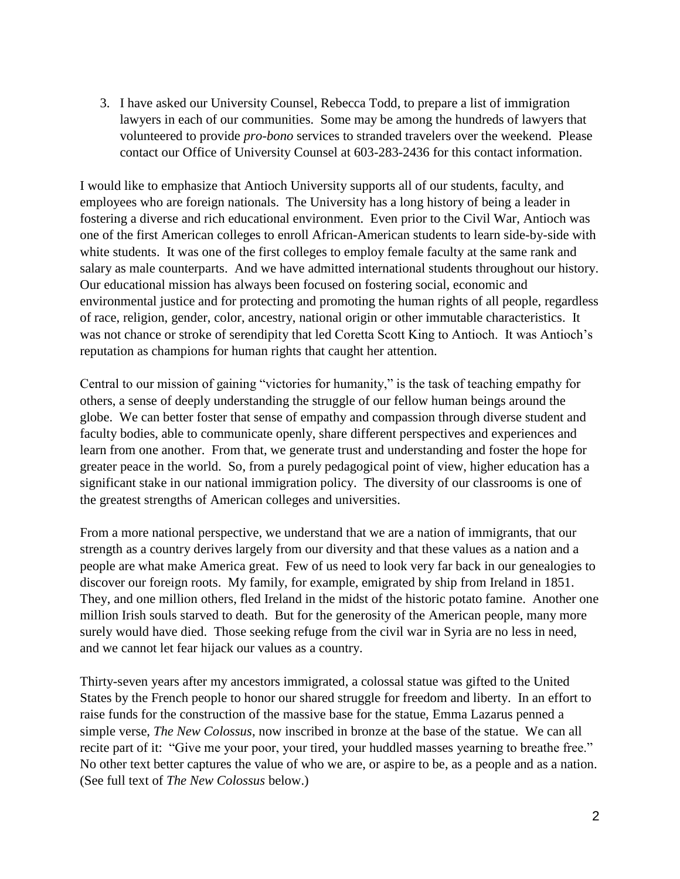3. I have asked our University Counsel, Rebecca Todd, to prepare a list of immigration lawyers in each of our communities. Some may be among the hundreds of lawyers that volunteered to provide *pro-bono* services to stranded travelers over the weekend. Please contact our Office of University Counsel at 603-283-2436 for this contact information.

I would like to emphasize that Antioch University supports all of our students, faculty, and employees who are foreign nationals. The University has a long history of being a leader in fostering a diverse and rich educational environment. Even prior to the Civil War, Antioch was one of the first American colleges to enroll African-American students to learn side-by-side with white students. It was one of the first colleges to employ female faculty at the same rank and salary as male counterparts. And we have admitted international students throughout our history. Our educational mission has always been focused on fostering social, economic and environmental justice and for protecting and promoting the human rights of all people, regardless of race, religion, gender, color, ancestry, national origin or other immutable characteristics. It was not chance or stroke of serendipity that led Coretta Scott King to Antioch. It was Antioch's reputation as champions for human rights that caught her attention.

Central to our mission of gaining "victories for humanity," is the task of teaching empathy for others, a sense of deeply understanding the struggle of our fellow human beings around the globe. We can better foster that sense of empathy and compassion through diverse student and faculty bodies, able to communicate openly, share different perspectives and experiences and learn from one another. From that, we generate trust and understanding and foster the hope for greater peace in the world. So, from a purely pedagogical point of view, higher education has a significant stake in our national immigration policy. The diversity of our classrooms is one of the greatest strengths of American colleges and universities.

From a more national perspective, we understand that we are a nation of immigrants, that our strength as a country derives largely from our diversity and that these values as a nation and a people are what make America great. Few of us need to look very far back in our genealogies to discover our foreign roots. My family, for example, emigrated by ship from Ireland in 1851. They, and one million others, fled Ireland in the midst of the historic potato famine. Another one million Irish souls starved to death. But for the generosity of the American people, many more surely would have died. Those seeking refuge from the civil war in Syria are no less in need, and we cannot let fear hijack our values as a country.

Thirty-seven years after my ancestors immigrated, a colossal statue was gifted to the United States by the French people to honor our shared struggle for freedom and liberty. In an effort to raise funds for the construction of the massive base for the statue, Emma Lazarus penned a simple verse, *The New Colossus*, now inscribed in bronze at the base of the statue. We can all recite part of it: "Give me your poor, your tired, your huddled masses yearning to breathe free." No other text better captures the value of who we are, or aspire to be, as a people and as a nation. (See full text of *The New Colossus* below.)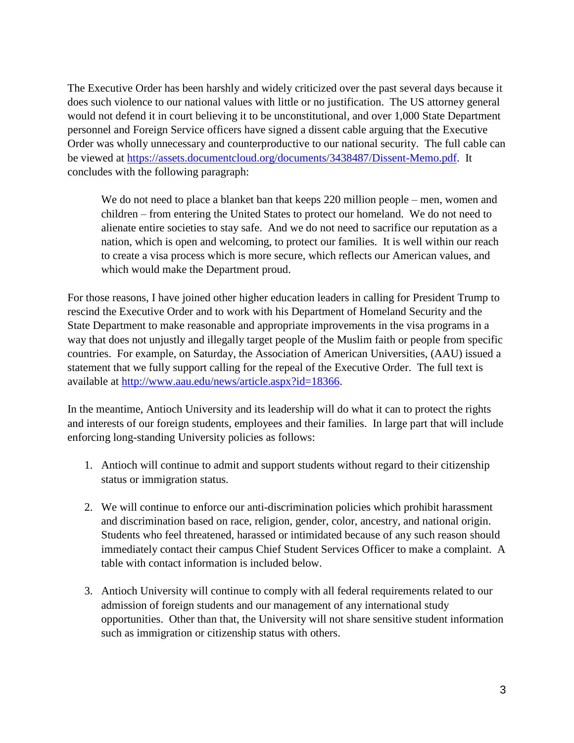The Executive Order has been harshly and widely criticized over the past several days because it does such violence to our national values with little or no justification. The US attorney general would not defend it in court believing it to be unconstitutional, and over 1,000 State Department personnel and Foreign Service officers have signed a dissent cable arguing that the Executive Order was wholly unnecessary and counterproductive to our national security. The full cable can be viewed at https://assets.documentcloud.org/documents/3438487/Dissent-Memo.pdf. It concludes with the following paragraph:

> We do not need to place a blanket ban that keeps 220 million people – men, women and children – from entering the United States to protect our homeland. We do not need to alienate entire societies to stay safe. And we do not need to sacrifice our reputation as a nation, which is open and welcoming, to protect our families. It is well within our reach to create a visa process which is more secure, which reflects our American values, and which would make the Department proud.

For those reasons, I have joined other higher education leaders in calling for President Trump to rescind the Executive Order and to work with his Department of Homeland Security and the State Department to make reasonable and appropriate improvements in the visa programs in a way that does not unjustly and illegally target people of the Muslim faith or people from specific countries. For example, on Saturday, the Association of American Universities, (AAU) issued a statement that we fully support calling for the repeal of the Executive Order. The full text is available at http://www.aau.edu/news/article.aspx?id=18366.

In the meantime, Antioch University and its leadership will do what it can to protect the rights and interests of our foreign students, employees and their families. In large part that will include enforcing long-standing University policies as follows:

1. Antioch will continue to admit and support students without regard to their citizenship status or immigration status.

2. We will continue to enforce our anti-discrimination policies which prohibit harassment and discrimination based on race, religion, gender, color, ancestry, and national origin. Students who feel threatened, harassed or intimidated because of any such reason should immediately contact their campus Chief Student Services Officer to make a complaint. A table with contact information is included below.

3. Antioch University will continue to comply with all federal requirements related to our admission of foreign students and our management of any international study opportunities. Other than that, the University will not share sensitive student information such as immigration or citizenship status with others.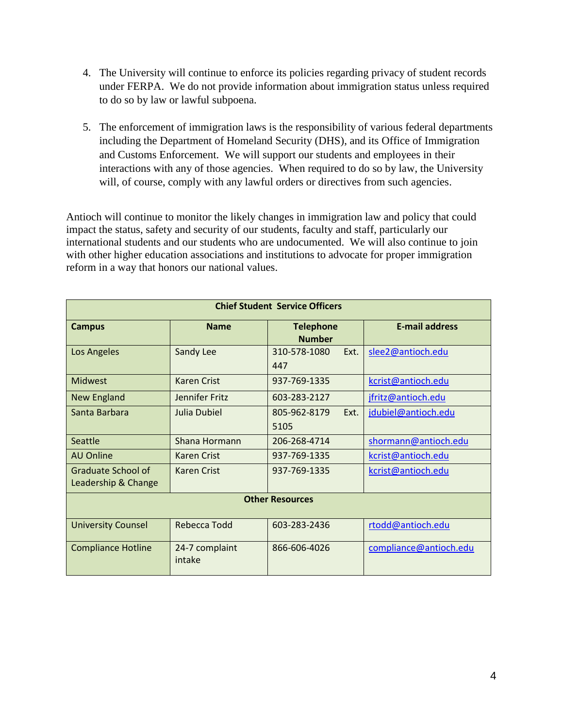4. The University will continue to enforce its policies regarding privacy of student records under FERPA. We do not provide information about immigration status unless required to do so by law or lawful subpoena.

5. The enforcement of immigration laws is the responsibility of various federal departments including the Department of Homeland Security (DHS), and its Office of Immigration and Customs Enforcement. We will support our students and employees in their interactions with any of those agencies. When required to do so by law, the University will, of course, comply with any lawful orders or directives from such agencies.

Antioch will continue to monitor the likely changes in immigration law and policy that could impact the status, safety and security of our students, faculty and staff, particularly our international students and our students who are undocumented. We will also continue to join with other higher education associations and institutions to advocate for proper immigration reform in a way that honors our national values.

| **Chief Student Service Officers** | | | |
|---|---|---|---|
| **Campus** | **Name** | **Telephone Number** | **E-mail address** |
| Los Angeles | Sandy Lee | 310-578-1080 Ext. 447 | slee2@antioch.edu |
| Midwest | Karen Crist | 937-769-1335 | kcrist@antioch.edu |
| New England | Jennifer Fritz | 603-283-2127 | jfritz@antioch.edu |
| Santa Barbara | Julia Dubiel | 805-962-8179 Ext. 5105 | jdubiel@antioch.edu |
| Seattle | Shana Hormann | 206-268-4714 | shormann@antioch.edu |
| AU Online | Karen Crist | 937-769-1335 | kcrist@antioch.edu |
| Graduate School of Leadership & Change | Karen Crist | 937-769-1335 | kcrist@antioch.edu |
| **Other Resources** | | | |
| University Counsel | Rebecca Todd | 603-283-2436 | rtodd@antioch.edu |
| Compliance Hotline | 24-7 complaint intake | 866-606-4026 | compliance@antioch.edu |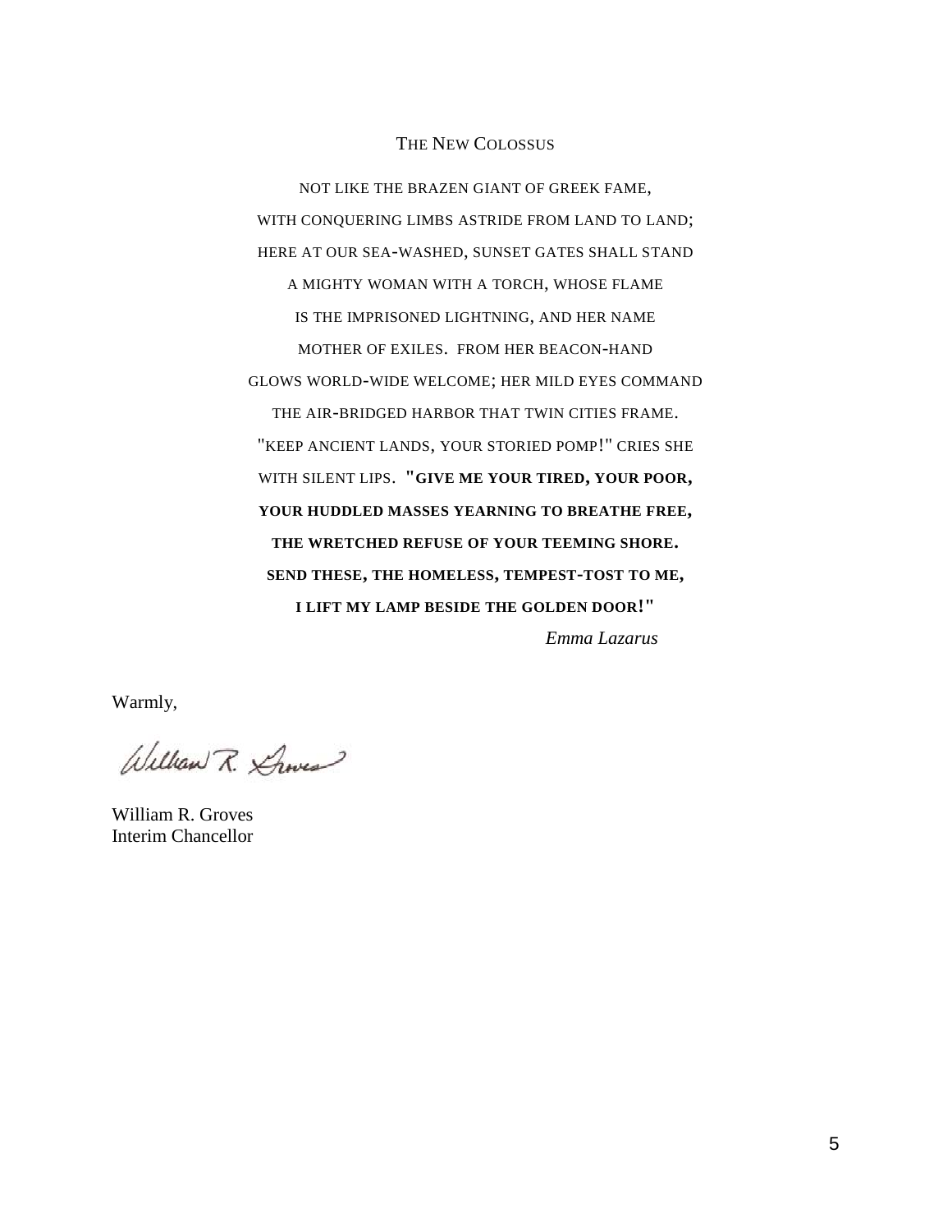THE NEW COLOSSUS

NOT LIKE THE BRAZEN GIANT OF GREEK FAME,  
WITH CONQUERING LIMBS ASTRIDE FROM LAND TO LAND;  
HERE AT OUR SEA-WASHED, SUNSET GATES SHALL STAND  
A MIGHTY WOMAN WITH A TORCH, WHOSE FLAME  
IS THE IMPRISONED LIGHTNING, AND HER NAME  
MOTHER OF EXILES. FROM HER BEACON-HAND  
GLOWS WORLD-WIDE WELCOME; HER MILD EYES COMMAND  
THE AIR-BRIDGED HARBOR THAT TWIN CITIES FRAME.  
"KEEP ANCIENT LANDS, YOUR STORIED POMP!" CRIES SHE  
WITH SILENT LIPS. **"GIVE ME YOUR TIRED, YOUR POOR,**  
**YOUR HUDDLED MASSES YEARNING TO BREATHE FREE,**  
**THE WRETCHED REFUSE OF YOUR TEEMING SHORE.**  
**SEND THESE, THE HOMELESS, TEMPEST-TOST TO ME,**  
**I LIFT MY LAMP BESIDE THE GOLDEN DOOR!"**

*Emma Lazarus*

Warmly,

William R. Groves  
Interim Chancellor